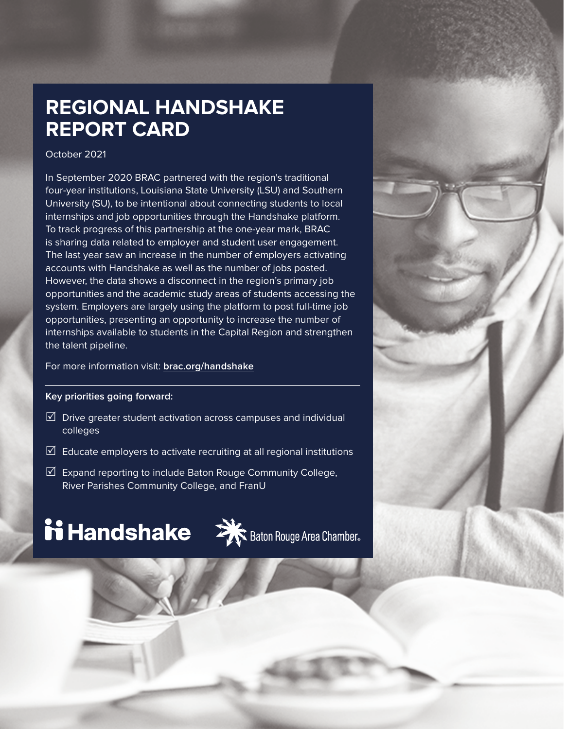# REGIONAL HANDSHAKE REPORT CARD

October 2021

In September 2020 BRAC partnered with the region's traditional four-year institutions, Louisiana State University (LSU) and Southern University (SU), to be intentional about connecting students to local internships and job opportunities through the Handshake platform. To track progress of this partnership at the one-year mark, BRAC is sharing data related to employer and student user engagement. The last year saw an increase in the number of employers activating accounts with Handshake as well as the number of jobs posted. However, the data shows a disconnect in the region's primary job opportunities and the academic study areas of students accessing the system. Employers are largely using the platform to post full-time job opportunities, presenting an opportunity to increase the number of internships available to students in the Capital Region and strengthen the talent pipeline.

For more information visit: **brac.org/handshake**

---

**Key priorities going forward:**

- ☑ Drive greater student activation across campuses and individual colleges
- ☑ Educate employers to activate recruiting at all regional institutions
- ☑ Expand reporting to include Baton Rouge Community College, River Parishes Community College, and FranU

Handshake

Baton Rouge Area Chamber®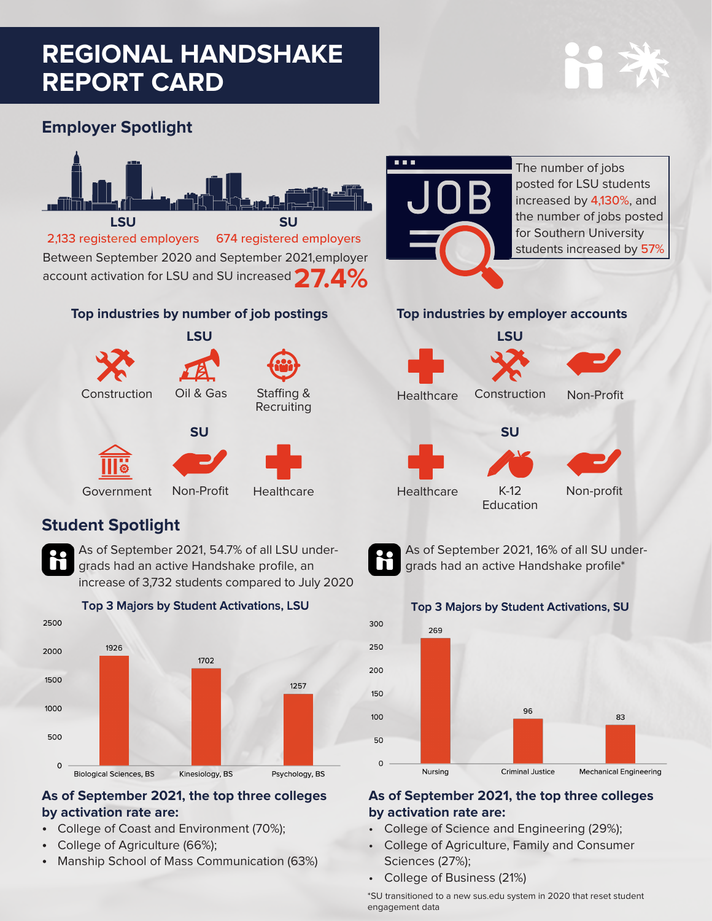# REGIONAL HANDSHAKE REPORT CARD

## Employer Spotlight

**LSU**
2,133 registered employers

**SU**
674 registered employers

Between September 2020 and September 2021,employer account activation for LSU and SU increased **27.4%**

The number of jobs posted for LSU students increased by 4,130%, and the number of jobs posted for Southern University students increased by 57%

### Top industries by number of job postings

**LSU**

- Construction
- Oil & Gas
- Staffing & Recruiting

**SU**

- Government
- Non-Profit
- Healthcare

### Top industries by employer accounts

**LSU**

- Healthcare
- Construction
- Non-Profit

**SU**

- Healthcare
- K-12 Education
- Non-profit

## Student Spotlight

As of September 2021, 54.7% of all LSU under-grads had an active Handshake profile, an increase of 3,732 students compared to July 2020

**Top 3 Majors by Student Activations, LSU**

2500
2000
1500
1000
500
0

Biological Sciences, BS: 1926
Kinesiology, BS: 1702
Psychology, BS: 1257

### As of September 2021, the top three colleges by activation rate are:

- College of Coast and Environment (70%);
- College of Agriculture (66%);
- Manship School of Mass Communication (63%)

As of September 2021, 16% of all SU under-grads had an active Handshake profile*

**Top 3 Majors by Student Activations, SU**

300
250
200
150
100
50
0

Nursing: 269
Criminal Justice: 96
Mechanical Engineering: 83

### As of September 2021, the top three colleges by activation rate are:

- College of Science and Engineering (29%);
- College of Agriculture, Family and Consumer Sciences (27%);
- College of Business (21%)

*SU transitioned to a new sus.edu system in 2020 that reset student engagement data